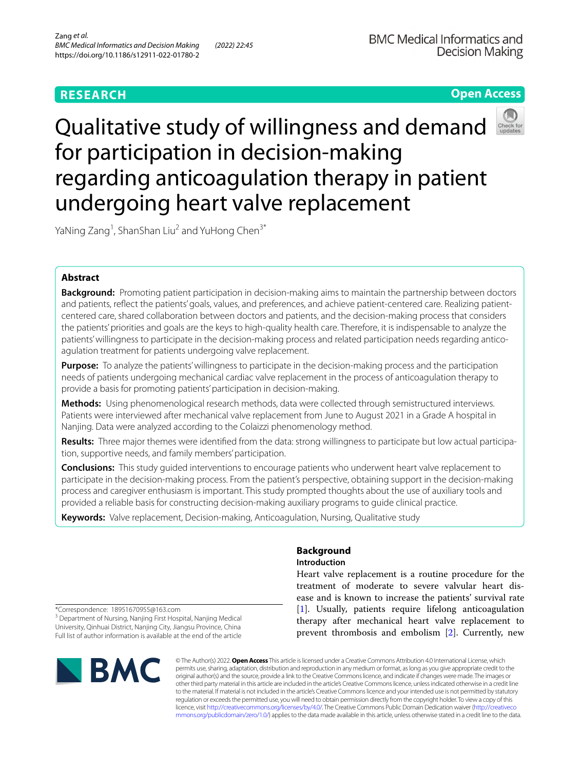RESEARCH

Open Access

# Qualitative study of willingness and demand for participation in decision-making regarding anticoagulation therapy in patient undergoing heart valve replacement

YaNing Zang[1], ShanShan Liu[2] and YuHong Chen[3*]

## Abstract

**Background:** Promoting patient participation in decision-making aims to maintain the partnership between doctors and patients, reflect the patients' goals, values, and preferences, and achieve patient-centered care. Realizing patient-centered care, shared collaboration between doctors and patients, and the decision-making process that considers the patients' priorities and goals are the keys to high-quality health care. Therefore, it is indispensable to analyze the patients' willingness to participate in the decision-making process and related participation needs regarding anticoagulation treatment for patients undergoing valve replacement.

**Purpose:** To analyze the patients' willingness to participate in the decision-making process and the participation needs of patients undergoing mechanical cardiac valve replacement in the process of anticoagulation therapy to provide a basis for promoting patients' participation in decision-making.

**Methods:** Using phenomenological research methods, data were collected through semistructured interviews. Patients were interviewed after mechanical valve replacement from June to August 2021 in a Grade A hospital in Nanjing. Data were analyzed according to the Colaizzi phenomenology method.

**Results:** Three major themes were identified from the data: strong willingness to participate but low actual participation, supportive needs, and family members' participation.

**Conclusions:** This study guided interventions to encourage patients who underwent heart valve replacement to participate in the decision-making process. From the patient's perspective, obtaining support in the decision-making process and caregiver enthusiasm is important. This study prompted thoughts about the use of auxiliary tools and provided a reliable basis for constructing decision-making auxiliary programs to guide clinical practice.

**Keywords:** Valve replacement, Decision-making, Anticoagulation, Nursing, Qualitative study

## Background

### Introduction

Heart valve replacement is a routine procedure for the treatment of moderate to severe valvular heart disease and is known to increase the patients' survival rate [1]. Usually, patients require lifelong anticoagulation therapy after mechanical heart valve replacement to prevent thrombosis and embolism [2]. Currently, new

*Correspondence: 18951670955@163.com

[3] Department of Nursing, Nanjing First Hospital, Nanjing Medical University, Qinhuai District, Nanjing City, Jiangsu Province, China

Full list of author information is available at the end of the article

© The Author(s) 2022. **Open Access** This article is licensed under a Creative Commons Attribution 4.0 International License, which permits use, sharing, adaptation, distribution and reproduction in any medium or format, as long as you give appropriate credit to the original author(s) and the source, provide a link to the Creative Commons licence, and indicate if changes were made. The images or other third party material in this article are included in the article's Creative Commons licence, unless indicated otherwise in a credit line to the material. If material is not included in the article's Creative Commons licence and your intended use is not permitted by statutory regulation or exceeds the permitted use, you will need to obtain permission directly from the copyright holder. To view a copy of this licence, visit http://creativecommons.org/licenses/by/4.0/. The Creative Commons Public Domain Dedication waiver (http://creativecommons.org/publicdomain/zero/1.0/) applies to the data made available in this article, unless otherwise stated in a credit line to the data.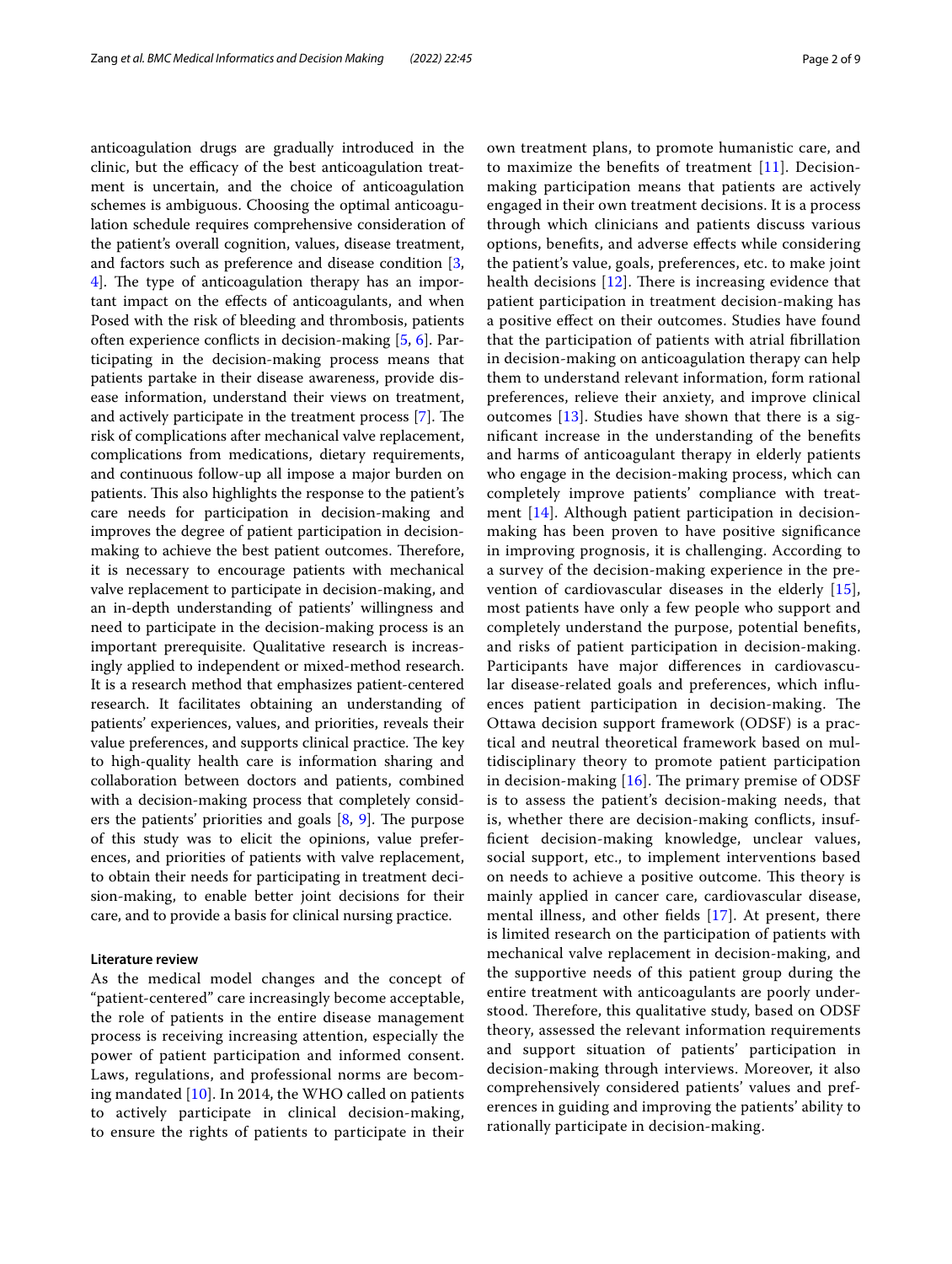anticoagulation drugs are gradually introduced in the clinic, but the efficacy of the best anticoagulation treatment is uncertain, and the choice of anticoagulation schemes is ambiguous. Choosing the optimal anticoagulation schedule requires comprehensive consideration of the patient's overall cognition, values, disease treatment, and factors such as preference and disease condition [3, 4]. The type of anticoagulation therapy has an important impact on the effects of anticoagulants, and when Posed with the risk of bleeding and thrombosis, patients often experience conflicts in decision-making [5, 6]. Participating in the decision-making process means that patients partake in their disease awareness, provide disease information, understand their views on treatment, and actively participate in the treatment process [7]. The risk of complications after mechanical valve replacement, complications from medications, dietary requirements, and continuous follow-up all impose a major burden on patients. This also highlights the response to the patient's care needs for participation in decision-making and improves the degree of patient participation in decision-making to achieve the best patient outcomes. Therefore, it is necessary to encourage patients with mechanical valve replacement to participate in decision-making, and an in-depth understanding of patients' willingness and need to participate in the decision-making process is an important prerequisite. Qualitative research is increasingly applied to independent or mixed-method research. It is a research method that emphasizes patient-centered research. It facilitates obtaining an understanding of patients' experiences, values, and priorities, reveals their value preferences, and supports clinical practice. The key to high-quality health care is information sharing and collaboration between doctors and patients, combined with a decision-making process that completely considers the patients' priorities and goals [8, 9]. The purpose of this study was to elicit the opinions, value preferences, and priorities of patients with valve replacement, to obtain their needs for participating in treatment decision-making, to enable better joint decisions for their care, and to provide a basis for clinical nursing practice.

### Literature review

As the medical model changes and the concept of "patient-centered" care increasingly become acceptable, the role of patients in the entire disease management process is receiving increasing attention, especially the power of patient participation and informed consent. Laws, regulations, and professional norms are becoming mandated [10]. In 2014, the WHO called on patients to actively participate in clinical decision-making, to ensure the rights of patients to participate in their own treatment plans, to promote humanistic care, and to maximize the benefits of treatment [11]. Decision-making participation means that patients are actively engaged in their own treatment decisions. It is a process through which clinicians and patients discuss various options, benefits, and adverse effects while considering the patient's value, goals, preferences, etc. to make joint health decisions [12]. There is increasing evidence that patient participation in treatment decision-making has a positive effect on their outcomes. Studies have found that the participation of patients with atrial fibrillation in decision-making on anticoagulation therapy can help them to understand relevant information, form rational preferences, relieve their anxiety, and improve clinical outcomes [13]. Studies have shown that there is a significant increase in the understanding of the benefits and harms of anticoagulant therapy in elderly patients who engage in the decision-making process, which can completely improve patients' compliance with treatment [14]. Although patient participation in decision-making has been proven to have positive significance in improving prognosis, it is challenging. According to a survey of the decision-making experience in the prevention of cardiovascular diseases in the elderly [15], most patients have only a few people who support and completely understand the purpose, potential benefits, and risks of patient participation in decision-making. Participants have major differences in cardiovascular disease-related goals and preferences, which influences patient participation in decision-making. The Ottawa decision support framework (ODSF) is a practical and neutral theoretical framework based on multidisciplinary theory to promote patient participation in decision-making [16]. The primary premise of ODSF is to assess the patient's decision-making needs, that is, whether there are decision-making conflicts, insufficient decision-making knowledge, unclear values, social support, etc., to implement interventions based on needs to achieve a positive outcome. This theory is mainly applied in cancer care, cardiovascular disease, mental illness, and other fields [17]. At present, there is limited research on the participation of patients with mechanical valve replacement in decision-making, and the supportive needs of this patient group during the entire treatment with anticoagulants are poorly understood. Therefore, this qualitative study, based on ODSF theory, assessed the relevant information requirements and support situation of patients' participation in decision-making through interviews. Moreover, it also comprehensively considered patients' values and preferences in guiding and improving the patients' ability to rationally participate in decision-making.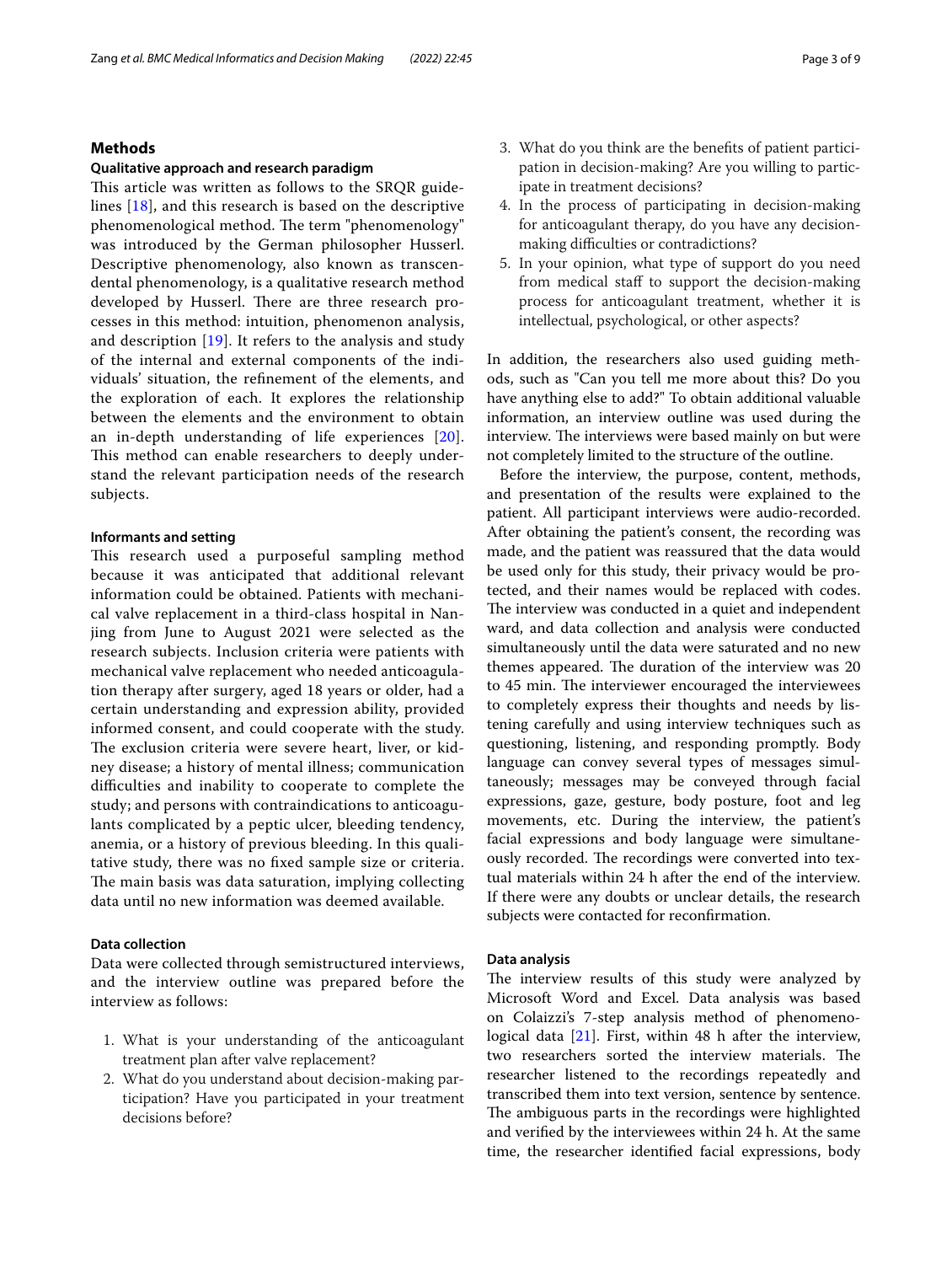## Methods

### Qualitative approach and research paradigm

This article was written as follows to the SRQR guidelines [18], and this research is based on the descriptive phenomenological method. The term "phenomenology" was introduced by the German philosopher Husserl. Descriptive phenomenology, also known as transcendental phenomenology, is a qualitative research method developed by Husserl. There are three research processes in this method: intuition, phenomenon analysis, and description [19]. It refers to the analysis and study of the internal and external components of the individuals' situation, the refinement of the elements, and the exploration of each. It explores the relationship between the elements and the environment to obtain an in-depth understanding of life experiences [20]. This method can enable researchers to deeply understand the relevant participation needs of the research subjects.

### Informants and setting

This research used a purposeful sampling method because it was anticipated that additional relevant information could be obtained. Patients with mechanical valve replacement in a third-class hospital in Nanjing from June to August 2021 were selected as the research subjects. Inclusion criteria were patients with mechanical valve replacement who needed anticoagulation therapy after surgery, aged 18 years or older, had a certain understanding and expression ability, provided informed consent, and could cooperate with the study. The exclusion criteria were severe heart, liver, or kidney disease; a history of mental illness; communication difficulties and inability to cooperate to complete the study; and persons with contraindications to anticoagulants complicated by a peptic ulcer, bleeding tendency, anemia, or a history of previous bleeding. In this qualitative study, there was no fixed sample size or criteria. The main basis was data saturation, implying collecting data until no new information was deemed available.

### Data collection

Data were collected through semistructured interviews, and the interview outline was prepared before the interview as follows:

1. What is your understanding of the anticoagulant treatment plan after valve replacement?
2. What do you understand about decision-making participation? Have you participated in your treatment decisions before?
3. What do you think are the benefits of patient participation in decision-making? Are you willing to participate in treatment decisions?
4. In the process of participating in decision-making for anticoagulant therapy, do you have any decision-making difficulties or contradictions?
5. In your opinion, what type of support do you need from medical staff to support the decision-making process for anticoagulant treatment, whether it is intellectual, psychological, or other aspects?

In addition, the researchers also used guiding methods, such as "Can you tell me more about this? Do you have anything else to add?" To obtain additional valuable information, an interview outline was used during the interview. The interviews were based mainly on but were not completely limited to the structure of the outline.

Before the interview, the purpose, content, methods, and presentation of the results were explained to the patient. All participant interviews were audio-recorded. After obtaining the patient's consent, the recording was made, and the patient was reassured that the data would be used only for this study, their privacy would be protected, and their names would be replaced with codes. The interview was conducted in a quiet and independent ward, and data collection and analysis were conducted simultaneously until the data were saturated and no new themes appeared. The duration of the interview was 20 to 45 min. The interviewer encouraged the interviewees to completely express their thoughts and needs by listening carefully and using interview techniques such as questioning, listening, and responding promptly. Body language can convey several types of messages simultaneously; messages may be conveyed through facial expressions, gaze, gesture, body posture, foot and leg movements, etc. During the interview, the patient's facial expressions and body language were simultaneously recorded. The recordings were converted into textual materials within 24 h after the end of the interview. If there were any doubts or unclear details, the research subjects were contacted for reconfirmation.

### Data analysis

The interview results of this study were analyzed by Microsoft Word and Excel. Data analysis was based on Colaizzi's 7-step analysis method of phenomenological data [21]. First, within 48 h after the interview, two researchers sorted the interview materials. The researcher listened to the recordings repeatedly and transcribed them into text version, sentence by sentence. The ambiguous parts in the recordings were highlighted and verified by the interviewees within 24 h. At the same time, the researcher identified facial expressions, body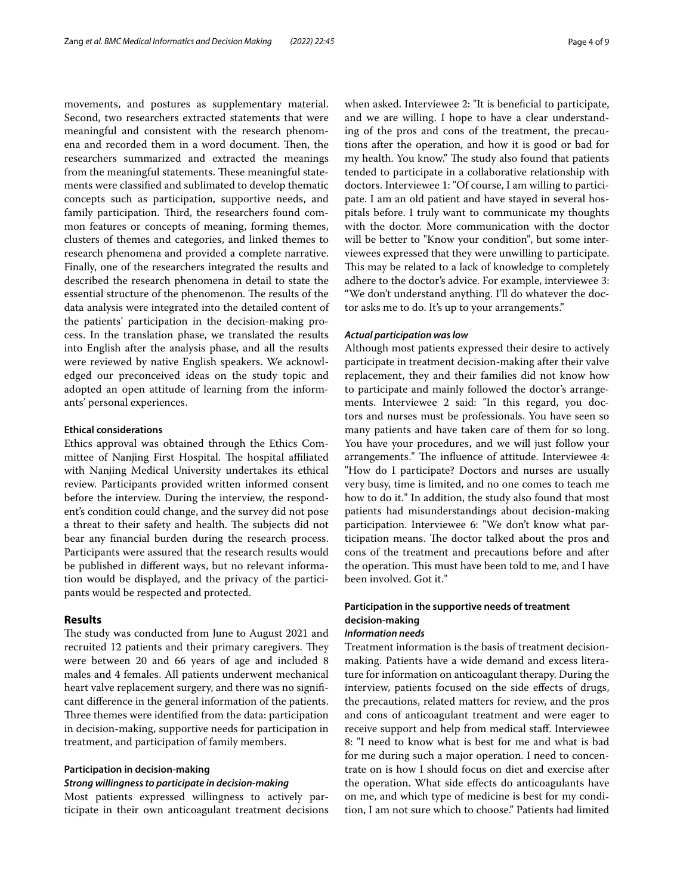movements, and postures as supplementary material. Second, two researchers extracted statements that were meaningful and consistent with the research phenomena and recorded them in a word document. Then, the researchers summarized and extracted the meanings from the meaningful statements. These meaningful statements were classified and sublimated to develop thematic concepts such as participation, supportive needs, and family participation. Third, the researchers found common features or concepts of meaning, forming themes, clusters of themes and categories, and linked themes to research phenomena and provided a complete narrative. Finally, one of the researchers integrated the results and described the research phenomena in detail to state the essential structure of the phenomenon. The results of the data analysis were integrated into the detailed content of the patients' participation in the decision-making process. In the translation phase, we translated the results into English after the analysis phase, and all the results were reviewed by native English speakers. We acknowledged our preconceived ideas on the study topic and adopted an open attitude of learning from the informants' personal experiences.

### Ethical considerations

Ethics approval was obtained through the Ethics Committee of Nanjing First Hospital. The hospital affiliated with Nanjing Medical University undertakes its ethical review. Participants provided written informed consent before the interview. During the interview, the respondent's condition could change, and the survey did not pose a threat to their safety and health. The subjects did not bear any financial burden during the research process. Participants were assured that the research results would be published in different ways, but no relevant information would be displayed, and the privacy of the participants would be respected and protected.

## Results

The study was conducted from June to August 2021 and recruited 12 patients and their primary caregivers. They were between 20 and 66 years of age and included 8 males and 4 females. All patients underwent mechanical heart valve replacement surgery, and there was no significant difference in the general information of the patients. Three themes were identified from the data: participation in decision-making, supportive needs for participation in treatment, and participation of family members.

### Participation in decision-making

#### *Strong willingness to participate in decision-making*

Most patients expressed willingness to actively participate in their own anticoagulant treatment decisions when asked. Interviewee 2: "It is beneficial to participate, and we are willing. I hope to have a clear understanding of the pros and cons of the treatment, the precautions after the operation, and how it is good or bad for my health. You know." The study also found that patients tended to participate in a collaborative relationship with doctors. Interviewee 1: "Of course, I am willing to participate. I am an old patient and have stayed in several hospitals before. I truly want to communicate my thoughts with the doctor. More communication with the doctor will be better to "Know your condition", but some interviewees expressed that they were unwilling to participate. This may be related to a lack of knowledge to completely adhere to the doctor's advice. For example, interviewee 3: "We don't understand anything. I'll do whatever the doctor asks me to do. It's up to your arrangements."

#### *Actual participation was low*

Although most patients expressed their desire to actively participate in treatment decision-making after their valve replacement, they and their families did not know how to participate and mainly followed the doctor's arrangements. Interviewee 2 said: "In this regard, you doctors and nurses must be professionals. You have seen so many patients and have taken care of them for so long. You have your procedures, and we will just follow your arrangements." The influence of attitude. Interviewee 4: "How do I participate? Doctors and nurses are usually very busy, time is limited, and no one comes to teach me how to do it." In addition, the study also found that most patients had misunderstandings about decision-making participation. Interviewee 6: "We don't know what participation means. The doctor talked about the pros and cons of the treatment and precautions before and after the operation. This must have been told to me, and I have been involved. Got it."

### Participation in the supportive needs of treatment decision-making

#### *Information needs*

Treatment information is the basis of treatment decision-making. Patients have a wide demand and excess literature for information on anticoagulant therapy. During the interview, patients focused on the side effects of drugs, the precautions, related matters for review, and the pros and cons of anticoagulant treatment and were eager to receive support and help from medical staff. Interviewee 8: "I need to know what is best for me and what is bad for me during such a major operation. I need to concentrate on is how I should focus on diet and exercise after the operation. What side effects do anticoagulants have on me, and which type of medicine is best for my condition, I am not sure which to choose." Patients had limited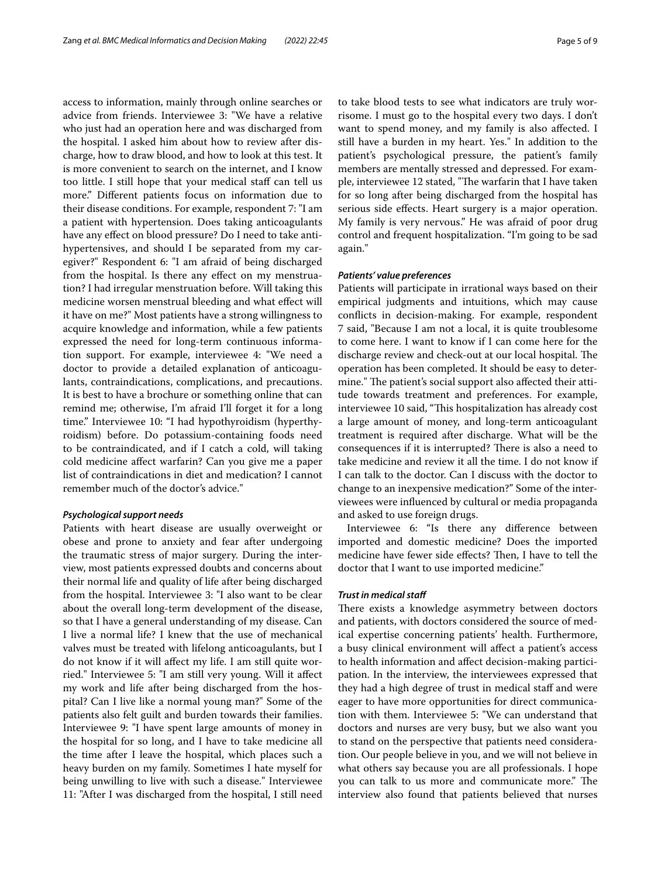access to information, mainly through online searches or advice from friends. Interviewee 3: "We have a relative who just had an operation here and was discharged from the hospital. I asked him about how to review after discharge, how to draw blood, and how to look at this test. It is more convenient to search on the internet, and I know too little. I still hope that your medical staff can tell us more." Different patients focus on information due to their disease conditions. For example, respondent 7: "I am a patient with hypertension. Does taking anticoagulants have any effect on blood pressure? Do I need to take antihypertensives, and should I be separated from my caregiver?" Respondent 6: "I am afraid of being discharged from the hospital. Is there any effect on my menstruation? I had irregular menstruation before. Will taking this medicine worsen menstrual bleeding and what effect will it have on me?" Most patients have a strong willingness to acquire knowledge and information, while a few patients expressed the need for long-term continuous information support. For example, interviewee 4: "We need a doctor to provide a detailed explanation of anticoagulants, contraindications, complications, and precautions. It is best to have a brochure or something online that can remind me; otherwise, I'm afraid I'll forget it for a long time." Interviewee 10: "I had hypothyroidism (hyperthyroidism) before. Do potassium-containing foods need to be contraindicated, and if I catch a cold, will taking cold medicine affect warfarin? Can you give me a paper list of contraindications in diet and medication? I cannot remember much of the doctor's advice."

#### *Psychological support needs*

Patients with heart disease are usually overweight or obese and prone to anxiety and fear after undergoing the traumatic stress of major surgery. During the interview, most patients expressed doubts and concerns about their normal life and quality of life after being discharged from the hospital. Interviewee 3: "I also want to be clear about the overall long-term development of the disease, so that I have a general understanding of my disease. Can I live a normal life? I knew that the use of mechanical valves must be treated with lifelong anticoagulants, but I do not know if it will affect my life. I am still quite worried." Interviewee 5: "I am still very young. Will it affect my work and life after being discharged from the hospital? Can I live like a normal young man?" Some of the patients also felt guilt and burden towards their families. Interviewee 9: "I have spent large amounts of money in the hospital for so long, and I have to take medicine all the time after I leave the hospital, which places such a heavy burden on my family. Sometimes I hate myself for being unwilling to live with such a disease." Interviewee 11: "After I was discharged from the hospital, I still need to take blood tests to see what indicators are truly worrisome. I must go to the hospital every two days. I don't want to spend money, and my family is also affected. I still have a burden in my heart. Yes." In addition to the patient's psychological pressure, the patient's family members are mentally stressed and depressed. For example, interviewee 12 stated, "The warfarin that I have taken for so long after being discharged from the hospital has serious side effects. Heart surgery is a major operation. My family is very nervous." He was afraid of poor drug control and frequent hospitalization. "I'm going to be sad again."

#### *Patients' value preferences*

Patients will participate in irrational ways based on their empirical judgments and intuitions, which may cause conflicts in decision-making. For example, respondent 7 said, "Because I am not a local, it is quite troublesome to come here. I want to know if I can come here for the discharge review and check-out at our local hospital. The operation has been completed. It should be easy to determine." The patient's social support also affected their attitude towards treatment and preferences. For example, interviewee 10 said, "This hospitalization has already cost a large amount of money, and long-term anticoagulant treatment is required after discharge. What will be the consequences if it is interrupted? There is also a need to take medicine and review it all the time. I do not know if I can talk to the doctor. Can I discuss with the doctor to change to an inexpensive medication?" Some of the interviewees were influenced by cultural or media propaganda and asked to use foreign drugs.

Interviewee 6: "Is there any difference between imported and domestic medicine? Does the imported medicine have fewer side effects? Then, I have to tell the doctor that I want to use imported medicine."

#### *Trust in medical staff*

There exists a knowledge asymmetry between doctors and patients, with doctors considered the source of medical expertise concerning patients' health. Furthermore, a busy clinical environment will affect a patient's access to health information and affect decision-making participation. In the interview, the interviewees expressed that they had a high degree of trust in medical staff and were eager to have more opportunities for direct communication with them. Interviewee 5: "We can understand that doctors and nurses are very busy, but we also want you to stand on the perspective that patients need consideration. Our people believe in you, and we will not believe in what others say because you are all professionals. I hope you can talk to us more and communicate more." The interview also found that patients believed that nurses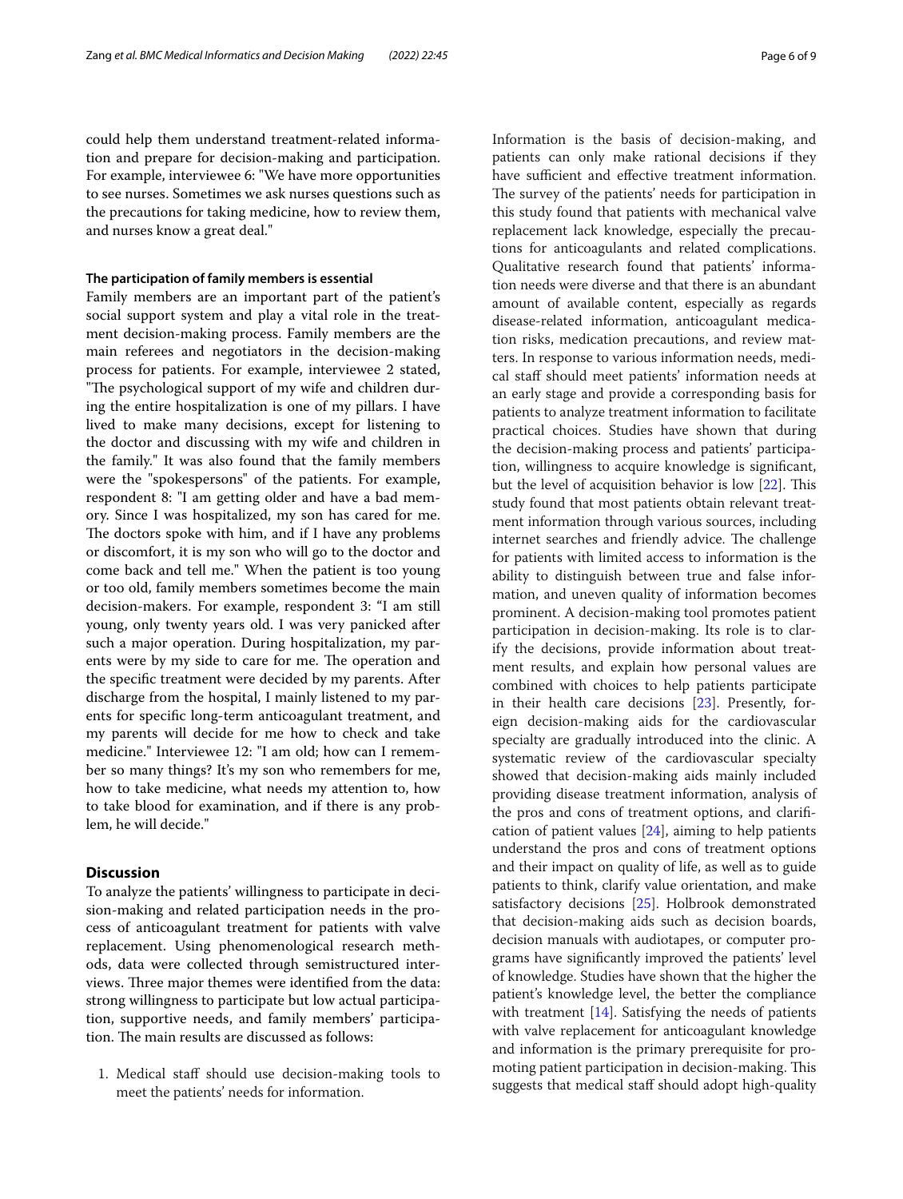could help them understand treatment-related information and prepare for decision-making and participation. For example, interviewee 6: "We have more opportunities to see nurses. Sometimes we ask nurses questions such as the precautions for taking medicine, how to review them, and nurses know a great deal."

#### The participation of family members is essential

Family members are an important part of the patient's social support system and play a vital role in the treatment decision-making process. Family members are the main referees and negotiators in the decision-making process for patients. For example, interviewee 2 stated, "The psychological support of my wife and children during the entire hospitalization is one of my pillars. I have lived to make many decisions, except for listening to the doctor and discussing with my wife and children in the family." It was also found that the family members were the "spokespersons" of the patients. For example, respondent 8: "I am getting older and have a bad memory. Since I was hospitalized, my son has cared for me. The doctors spoke with him, and if I have any problems or discomfort, it is my son who will go to the doctor and come back and tell me." When the patient is too young or too old, family members sometimes become the main decision-makers. For example, respondent 3: "I am still young, only twenty years old. I was very panicked after such a major operation. During hospitalization, my parents were by my side to care for me. The operation and the specific treatment were decided by my parents. After discharge from the hospital, I mainly listened to my parents for specific long-term anticoagulant treatment, and my parents will decide for me how to check and take medicine." Interviewee 12: "I am old; how can I remember so many things? It's my son who remembers for me, how to take medicine, what needs my attention to, how to take blood for examination, and if there is any problem, he will decide."

## Discussion

To analyze the patients' willingness to participate in decision-making and related participation needs in the process of anticoagulant treatment for patients with valve replacement. Using phenomenological research methods, data were collected through semistructured interviews. Three major themes were identified from the data: strong willingness to participate but low actual participation, supportive needs, and family members' participation. The main results are discussed as follows:

1. Medical staff should use decision-making tools to meet the patients' needs for information.

Information is the basis of decision-making, and patients can only make rational decisions if they have sufficient and effective treatment information. The survey of the patients' needs for participation in this study found that patients with mechanical valve replacement lack knowledge, especially the precautions for anticoagulants and related complications. Qualitative research found that patients' information needs were diverse and that there is an abundant amount of available content, especially as regards disease-related information, anticoagulant medication risks, medication precautions, and review matters. In response to various information needs, medical staff should meet patients' information needs at an early stage and provide a corresponding basis for patients to analyze treatment information to facilitate practical choices. Studies have shown that during the decision-making process and patients' participation, willingness to acquire knowledge is significant, but the level of acquisition behavior is low [22]. This study found that most patients obtain relevant treatment information through various sources, including internet searches and friendly advice. The challenge for patients with limited access to information is the ability to distinguish between true and false information, and uneven quality of information becomes prominent. A decision-making tool promotes patient participation in decision-making. Its role is to clarify the decisions, provide information about treatment results, and explain how personal values are combined with choices to help patients participate in their health care decisions [23]. Presently, foreign decision-making aids for the cardiovascular specialty are gradually introduced into the clinic. A systematic review of the cardiovascular specialty showed that decision-making aids mainly included providing disease treatment information, analysis of the pros and cons of treatment options, and clarification of patient values [24], aiming to help patients understand the pros and cons of treatment options and their impact on quality of life, as well as to guide patients to think, clarify value orientation, and make satisfactory decisions [25]. Holbrook demonstrated that decision-making aids such as decision boards, decision manuals with audiotapes, or computer programs have significantly improved the patients' level of knowledge. Studies have shown that the higher the patient's knowledge level, the better the compliance with treatment [14]. Satisfying the needs of patients with valve replacement for anticoagulant knowledge and information is the primary prerequisite for promoting patient participation in decision-making. This suggests that medical staff should adopt high-quality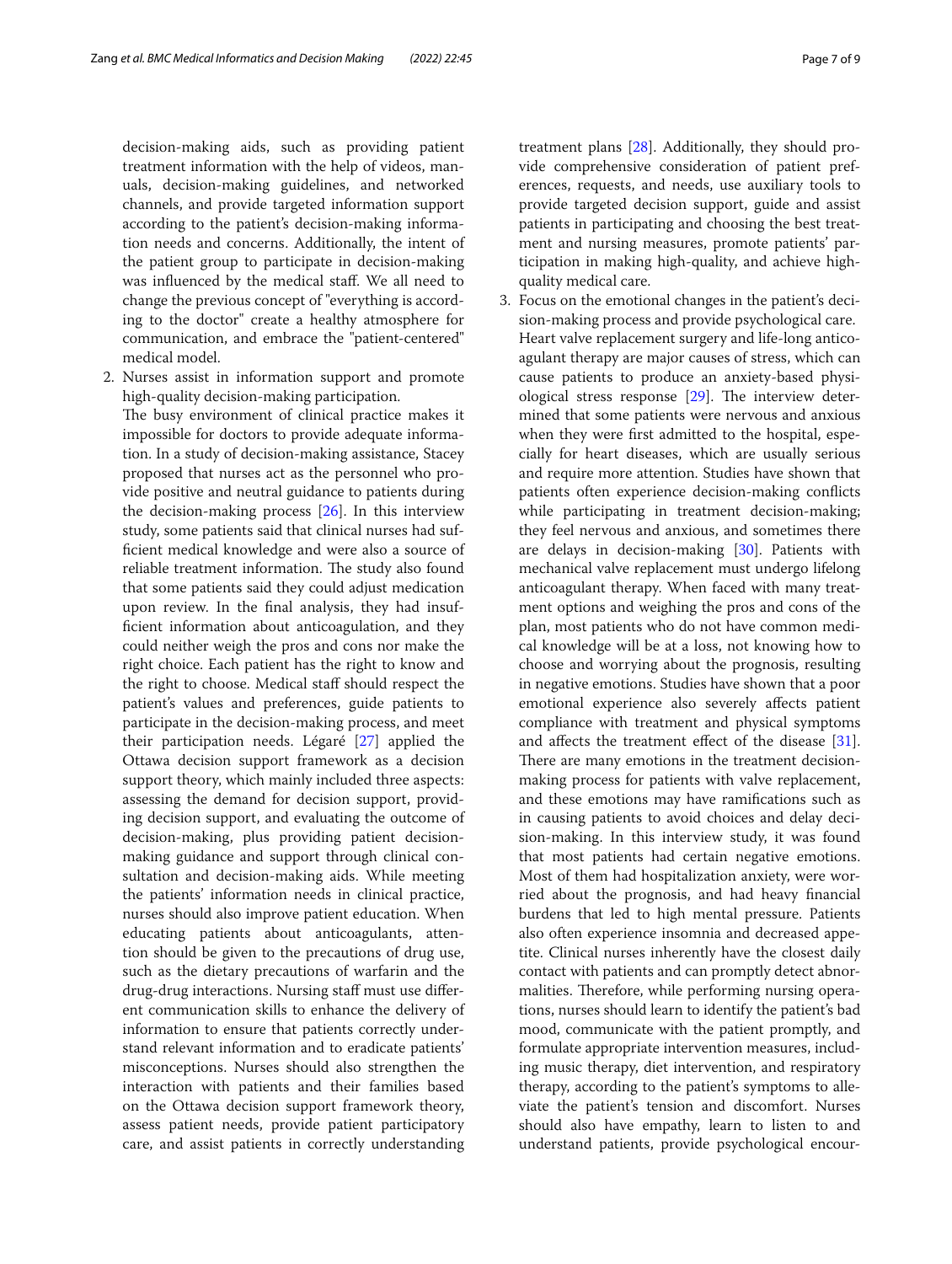decision-making aids, such as providing patient treatment information with the help of videos, manuals, decision-making guidelines, and networked channels, and provide targeted information support according to the patient's decision-making information needs and concerns. Additionally, the intent of the patient group to participate in decision-making was influenced by the medical staff. We all need to change the previous concept of "everything is according to the doctor" create a healthy atmosphere for communication, and embrace the "patient-centered" medical model.

2. Nurses assist in information support and promote high-quality decision-making participation.
   The busy environment of clinical practice makes it impossible for doctors to provide adequate information. In a study of decision-making assistance, Stacey proposed that nurses act as the personnel who provide positive and neutral guidance to patients during the decision-making process [26]. In this interview study, some patients said that clinical nurses had sufficient medical knowledge and were also a source of reliable treatment information. The study also found that some patients said they could adjust medication upon review. In the final analysis, they had insufficient information about anticoagulation, and they could neither weigh the pros and cons nor make the right choice. Each patient has the right to know and the right to choose. Medical staff should respect the patient's values and preferences, guide patients to participate in the decision-making process, and meet their participation needs. Légaré [27] applied the Ottawa decision support framework as a decision support theory, which mainly included three aspects: assessing the demand for decision support, providing decision support, and evaluating the outcome of decision-making, plus providing patient decision-making guidance and support through clinical consultation and decision-making aids. While meeting the patients' information needs in clinical practice, nurses should also improve patient education. When educating patients about anticoagulants, attention should be given to the precautions of drug use, such as the dietary precautions of warfarin and the drug-drug interactions. Nursing staff must use different communication skills to enhance the delivery of information to ensure that patients correctly understand relevant information and to eradicate patients' misconceptions. Nurses should also strengthen the interaction with patients and their families based on the Ottawa decision support framework theory, assess patient needs, provide patient participatory care, and assist patients in correctly understanding treatment plans [28]. Additionally, they should provide comprehensive consideration of patient preferences, requests, and needs, use auxiliary tools to provide targeted decision support, guide and assist patients in participating and choosing the best treatment and nursing measures, promote patients' participation in making high-quality, and achieve high-quality medical care.

3. Focus on the emotional changes in the patient's decision-making process and provide psychological care.
   Heart valve replacement surgery and life-long anticoagulant therapy are major causes of stress, which can cause patients to produce an anxiety-based physiological stress response [29]. The interview determined that some patients were nervous and anxious when they were first admitted to the hospital, especially for heart diseases, which are usually serious and require more attention. Studies have shown that patients often experience decision-making conflicts while participating in treatment decision-making; they feel nervous and anxious, and sometimes there are delays in decision-making [30]. Patients with mechanical valve replacement must undergo lifelong anticoagulant therapy. When faced with many treatment options and weighing the pros and cons of the plan, most patients who do not have common medical knowledge will be at a loss, not knowing how to choose and worrying about the prognosis, resulting in negative emotions. Studies have shown that a poor emotional experience also severely affects patient compliance with treatment and physical symptoms and affects the treatment effect of the disease [31]. There are many emotions in the treatment decision-making process for patients with valve replacement, and these emotions may have ramifications such as in causing patients to avoid choices and delay decision-making. In this interview study, it was found that most patients had certain negative emotions. Most of them had hospitalization anxiety, were worried about the prognosis, and had heavy financial burdens that led to high mental pressure. Patients also often experience insomnia and decreased appetite. Clinical nurses inherently have the closest daily contact with patients and can promptly detect abnormalities. Therefore, while performing nursing operations, nurses should learn to identify the patient's bad mood, communicate with the patient promptly, and formulate appropriate intervention measures, including music therapy, diet intervention, and respiratory therapy, according to the patient's symptoms to alleviate the patient's tension and discomfort. Nurses should also have empathy, learn to listen to and understand patients, provide psychological encour-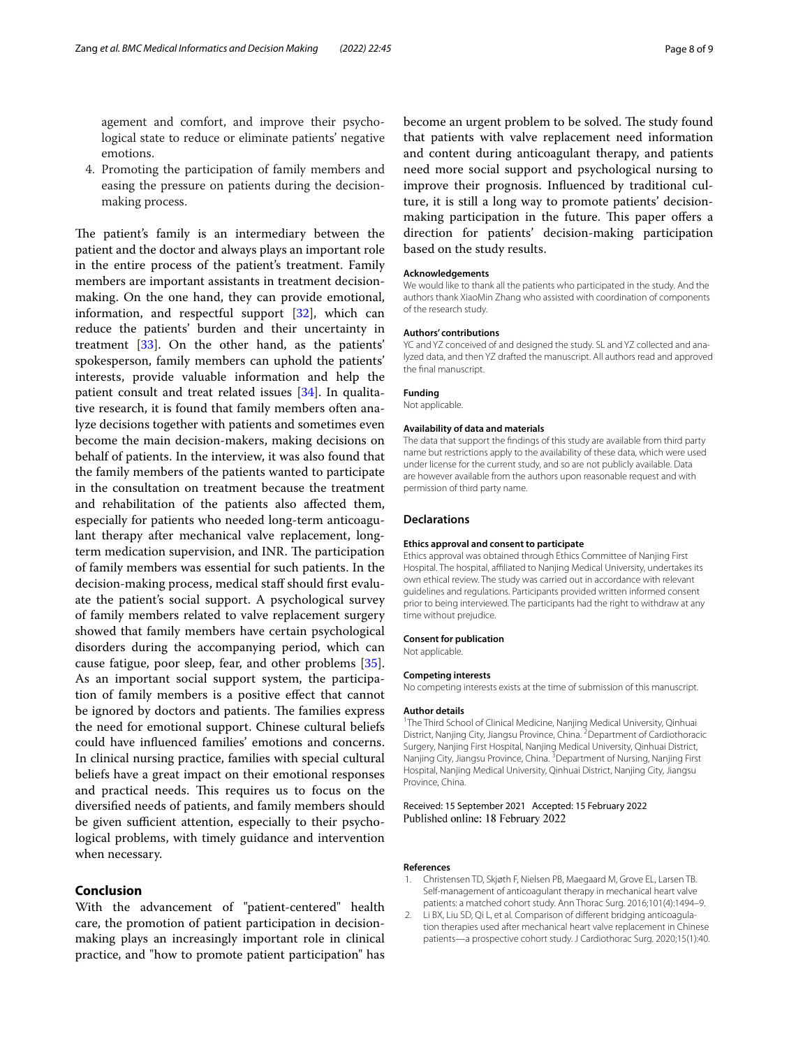agement and comfort, and improve their psychological state to reduce or eliminate patients' negative emotions.

4. Promoting the participation of family members and easing the pressure on patients during the decision-making process.

The patient's family is an intermediary between the patient and the doctor and always plays an important role in the entire process of the patient's treatment. Family members are important assistants in treatment decision-making. On the one hand, they can provide emotional, information, and respectful support [32], which can reduce the patients' burden and their uncertainty in treatment [33]. On the other hand, as the patients' spokesperson, family members can uphold the patients' interests, provide valuable information and help the patient consult and treat related issues [34]. In qualitative research, it is found that family members often analyze decisions together with patients and sometimes even become the main decision-makers, making decisions on behalf of patients. In the interview, it was also found that the family members of the patients wanted to participate in the consultation on treatment because the treatment and rehabilitation of the patients also affected them, especially for patients who needed long-term anticoagulant therapy after mechanical valve replacement, long-term medication supervision, and INR. The participation of family members was essential for such patients. In the decision-making process, medical staff should first evaluate the patient's social support. A psychological survey of family members related to valve replacement surgery showed that family members have certain psychological disorders during the accompanying period, which can cause fatigue, poor sleep, fear, and other problems [35]. As an important social support system, the participation of family members is a positive effect that cannot be ignored by doctors and patients. The families express the need for emotional support. Chinese cultural beliefs could have influenced families' emotions and concerns. In clinical nursing practice, families with special cultural beliefs have a great impact on their emotional responses and practical needs. This requires us to focus on the diversified needs of patients, and family members should be given sufficient attention, especially to their psychological problems, with timely guidance and intervention when necessary.

## Conclusion

With the advancement of "patient-centered" health care, the promotion of patient participation in decision-making plays an increasingly important role in clinical practice, and "how to promote patient participation" has become an urgent problem to be solved. The study found that patients with valve replacement need information and content during anticoagulant therapy, and patients need more social support and psychological nursing to improve their prognosis. Influenced by traditional culture, it is still a long way to promote patients' decision-making participation in the future. This paper offers a direction for patients' decision-making participation based on the study results.

### Acknowledgements

We would like to thank all the patients who participated in the study. And the authors thank XiaoMin Zhang who assisted with coordination of components of the research study.

### Authors' contributions

YC and YZ conceived of and designed the study. SL and YZ collected and analyzed data, and then YZ drafted the manuscript. All authors read and approved the final manuscript.

### Funding

Not applicable.

### Availability of data and materials

The data that support the findings of this study are available from third party name but restrictions apply to the availability of these data, which were used under license for the current study, and so are not publicly available. Data are however available from the authors upon reasonable request and with permission of third party name.

## Declarations

### Ethics approval and consent to participate

Ethics approval was obtained through Ethics Committee of Nanjing First Hospital. The hospital, affiliated to Nanjing Medical University, undertakes its own ethical review. The study was carried out in accordance with relevant guidelines and regulations. Participants provided written informed consent prior to being interviewed. The participants had the right to withdraw at any time without prejudice.

### Consent for publication

Not applicable.

### Competing interests

No competing interests exists at the time of submission of this manuscript.

### Author details

[1]The Third School of Clinical Medicine, Nanjing Medical University, Qinhuai District, Nanjing City, Jiangsu Province, China. [2]Department of Cardiothoracic Surgery, Nanjing First Hospital, Nanjing Medical University, Qinhuai District, Nanjing City, Jiangsu Province, China. [3]Department of Nursing, Nanjing First Hospital, Nanjing Medical University, Qinhuai District, Nanjing City, Jiangsu Province, China.

Received: 15 September 2021 Accepted: 15 February 2022
Published online: 18 February 2022

### References

1. Christensen TD, Skjøth F, Nielsen PB, Maegaard M, Grove EL, Larsen TB. Self-management of anticoagulant therapy in mechanical heart valve patients: a matched cohort study. Ann Thorac Surg. 2016;101(4):1494–9.
2. Li BX, Liu SD, Qi L, et al. Comparison of different bridging anticoagulation therapies used after mechanical heart valve replacement in Chinese patients—a prospective cohort study. J Cardiothorac Surg. 2020;15(1):40.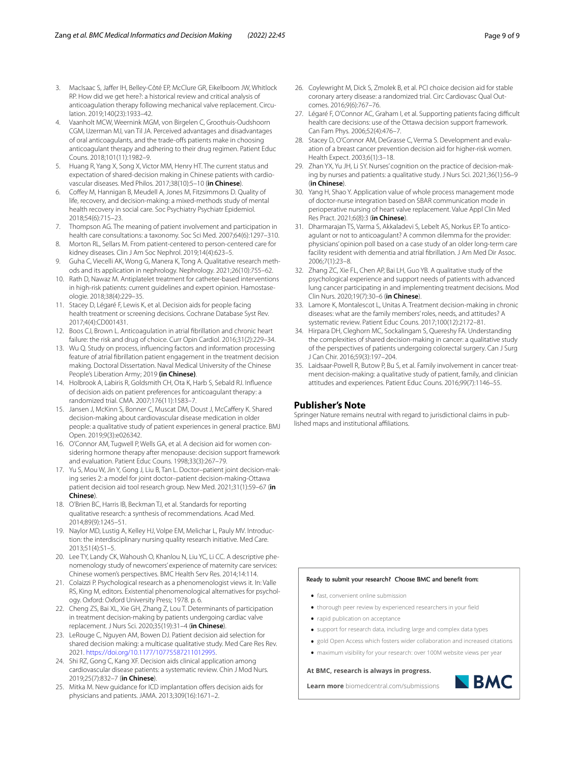3. MacIsaac S, Jaffer IH, Belley-Côté EP, McClure GR, Eikelboom JW, Whitlock RP. How did we get here?: a historical review and critical analysis of anticoagulation therapy following mechanical valve replacement. Circulation. 2019;140(23):1933–42.
4. Vaanholt MCW, Weernink MGM, von Birgelen C, Groothuis-Oudshoorn CGM, IJzerman MJ, van Til JA. Perceived advantages and disadvantages of oral anticoagulants, and the trade-offs patients make in choosing anticoagulant therapy and adhering to their drug regimen. Patient Educ Couns. 2018;101(11):1982–9.
5. Huang R, Yang X, Song X, Victor MM, Henry HT. The current status and expectation of shared-decision making in Chinese patients with cardiovascular diseases. Med Philos. 2017;38(10):5–10 (**in Chinese**).
6. Coffey M, Hannigan B, Meudell A, Jones M, Fitzsimmons D. Quality of life, recovery, and decision-making: a mixed-methods study of mental health recovery in social care. Soc Psychiatry Psychiatr Epidemiol. 2018;54(6):715–23.
7. Thompson AG. The meaning of patient involvement and participation in health care consultations: a taxonomy. Soc Sci Med. 2007;64(6):1297–310.
8. Morton RL, Sellars M. From patient-centered to person-centered care for kidney diseases. Clin J Am Soc Nephrol. 2019;14(4):623–5.
9. Guha C, Viecelli AK, Wong G, Manera K, Tong A. Qualitative research methods and its application in nephrology. Nephrology. 2021;26(10):755–62.
10. Rath D, Nawaz M. Antiplatelet treatment for catheter-based interventions in high-risk patients: current guidelines and expert opinion. Hamostaseologie. 2018;38(4):229–35.
11. Stacey D, Légaré F, Lewis K, et al. Decision aids for people facing health treatment or screening decisions. Cochrane Database Syst Rev. 2017;4(4):CD001431.
12. Boos CJ, Brown L. Anticoagulation in atrial fibrillation and chronic heart failure: the risk and drug of choice. Curr Opin Cardiol. 2016;31(2):229–34.
13. Wu Q. Study on process, influencing factors and information processing feature of atrial fibrillation patient engagement in the treatment decision making. Doctoral Dissertation. Naval Medical University of the Chinese People's Liberation Army; 2019 **(in Chinese)**.
14. Holbrook A, Labiris R, Goldsmith CH, Ota K, Harb S, Sebald RJ. Influence of decision aids on patient preferences for anticoagulant therapy: a randomized trial. CMA. 2007;176(11):1583–7.
15. Jansen J, McKinn S, Bonner C, Muscat DM, Doust J, McCaffery K. Shared decision-making about cardiovascular disease medication in older people: a qualitative study of patient experiences in general practice. BMJ Open. 2019;9(3):e026342.
16. O'Connor AM, Tugwell P, Wells GA, et al. A decision aid for women considering hormone therapy after menopause: decision support framework and evaluation. Patient Educ Couns. 1998;33(3):267–79.
17. Yu S, Mou W, Jin Y, Gong J, Liu B, Tan L. Doctor–patient joint decision-making series 2: a model for joint doctor–patient decision-making-Ottawa patient decision aid tool research group. New Med. 2021;31(1):59–67 (**in Chinese**).
18. O'Brien BC, Harris IB, Beckman TJ, et al. Standards for reporting qualitative research: a synthesis of recommendations. Acad Med. 2014;89(9):1245–51.
19. Naylor MD, Lustig A, Kelley HJ, Volpe EM, Melichar L, Pauly MV. Introduction: the interdisciplinary nursing quality research initiative. Med Care. 2013;51(4):S1–5.
20. Lee TY, Landy CK, Wahoush O, Khanlou N, Liu YC, Li CC. A descriptive phenomenology study of newcomers' experience of maternity care services: Chinese women's perspectives. BMC Health Serv Res. 2014;14:114.
21. Colaizzi P. Psychological research as a phenomenologist views it. In: Valle RS, King M, editors. Existential phenomenological alternatives for psychology. Oxford: Oxford University Press; 1978. p. 6.
22. Cheng ZS, Bai XL, Xie GH, Zhang Z, Lou T. Determinants of participation in treatment decision-making by patients undergoing cardiac valve replacement. J Nurs Sci. 2020;35(19):31–4 (**in Chinese**).
23. LeRouge C, Nguyen AM, Bowen DJ. Patient decision aid selection for shared decision making: a multicase qualitative study. Med Care Res Rev. 2021. https://doi.org/10.1177/10775587211012995.
24. Shi RZ, Gong C, Kang XF. Decision aids clinical application among cardiovascular disease patients: a systematic review. Chin J Mod Nurs. 2019;25(7):832–7 (**in Chinese**).
25. Mitka M. New guidance for ICD implantation offers decision aids for physicians and patients. JAMA. 2013;309(16):1671–2.
26. Coylewright M, Dick S, Zmolek B, et al. PCI choice decision aid for stable coronary artery disease: a randomized trial. Circ Cardiovasc Qual Outcomes. 2016;9(6):767–76.
27. Légaré F, O'Connor AC, Graham I, et al. Supporting patients facing difficult health care decisions: use of the Ottawa decision support framework. Can Fam Phys. 2006;52(4):476–7.
28. Stacey D, O'Connor AM, DeGrasse C, Verma S. Development and evaluation of a breast cancer prevention decision aid for higher-risk women. Health Expect. 2003;6(1):3–18.
29. Zhan YX, Yu JH, Li SY. Nurses' cognition on the practice of decision-making by nurses and patients: a qualitative study. J Nurs Sci. 2021;36(1):56–9 (**in Chinese**).
30. Yang H, Shao Y. Application value of whole process management mode of doctor-nurse integration based on SBAR communication mode in perioperative nursing of heart valve replacement. Value Appl Clin Med Res Pract. 2021;6(8):3 (**in Chinese**).
31. Dharmarajan TS, Varma S, Akkaladevi S, Lebelt AS, Norkus EP. To anticoagulant or not to anticoagulant? A common dilemma for the provider: physicians' opinion poll based on a case study of an older long-term care facility resident with dementia and atrial fibrillation. J Am Med Dir Assoc. 2006;7(1):23–8.
32. Zhang ZC, Xie FL, Chen AP, Bai LH, Guo YB. A qualitative study of the psychological experience and support needs of patients with advanced lung cancer participating in and implementing treatment decisions. Mod Clin Nurs. 2020;19(7):30–6 (**in Chinese**).
33. Lamore K, Montalescot L, Untas A. Treatment decision-making in chronic diseases: what are the family members' roles, needs, and attitudes? A systematic review. Patient Educ Couns. 2017;100(12):2172–81.
34. Hirpara DH, Cleghorn MC, Sockalingam S, Quereshy FA. Understanding the complexities of shared decision-making in cancer: a qualitative study of the perspectives of patients undergoing colorectal surgery. Can J Surg J Can Chir. 2016;59(3):197–204.
35. Laidsaar-Powell R, Butow P, Bu S, et al. Family involvement in cancer treatment decision-making: a qualitative study of patient, family, and clinician attitudes and experiences. Patient Educ Couns. 2016;99(7):1146–55.

## Publisher's Note

Springer Nature remains neutral with regard to jurisdictional claims in published maps and institutional affiliations.

Ready to submit your research? Choose BMC and benefit from:

- fast, convenient online submission
- thorough peer review by experienced researchers in your field
- rapid publication on acceptance
- support for research data, including large and complex data types
- gold Open Access which fosters wider collaboration and increased citations
- maximum visibility for your research: over 100M website views per year

**At BMC, research is always in progress.**

**Learn more** biomedcentral.com/submissions

BMC